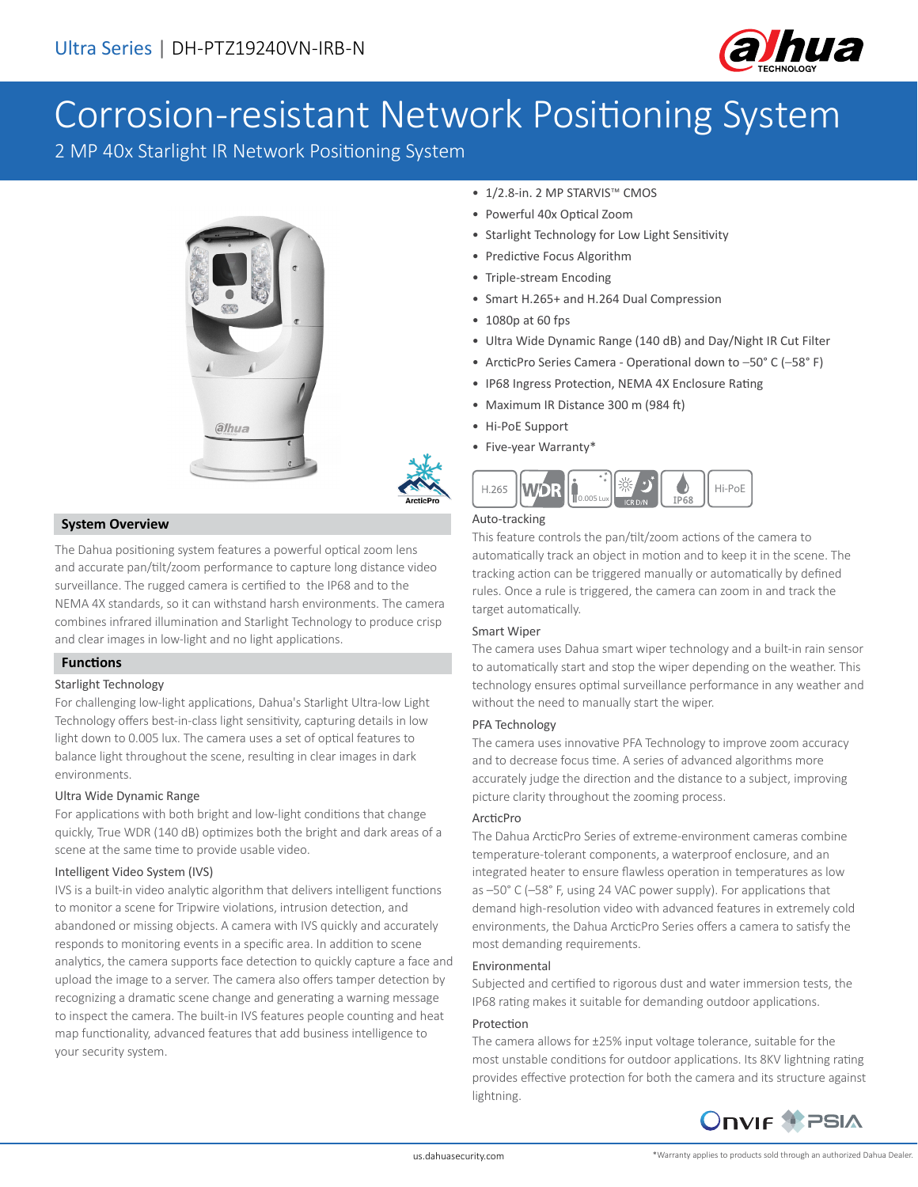Ultra Series | DH-PTZ19240VN-IRB-N

# Corrosion-resistant Network Positioning System

2 MP 40x Starlight IR Network Positioning System

- 1/2.8-in. 2 MP STARVIS™ CMOS
- Powerful 40x Optical Zoom
- Starlight Technology for Low Light Sensitivity
- Predictive Focus Algorithm
- Triple-stream Encoding
- Smart H.265+ and H.264 Dual Compression
- 1080p at 60 fps
- Ultra Wide Dynamic Range (140 dB) and Day/Night IR Cut Filter
- ArcticPro Series Camera - Operational down to –50° C (–58° F)
- IP68 Ingress Protection, NEMA 4X Enclosure Rating
- Maximum IR Distance 300 m (984 ft)
- Hi-PoE Support
- Five-year Warranty*

## System Overview

The Dahua positioning system features a powerful optical zoom lens and accurate pan/tilt/zoom performance to capture long distance video surveillance. The rugged camera is certified to the IP68 and to the NEMA 4X standards, so it can withstand harsh environments. The camera combines infrared illumination and Starlight Technology to produce crisp and clear images in low-light and no light applications.

## Functions

### Starlight Technology

For challenging low-light applications, Dahua's Starlight Ultra-low Light Technology offers best-in-class light sensitivity, capturing details in low light down to 0.005 lux. The camera uses a set of optical features to balance light throughout the scene, resulting in clear images in dark environments.

### Ultra Wide Dynamic Range

For applications with both bright and low-light conditions that change quickly, True WDR (140 dB) optimizes both the bright and dark areas of a scene at the same time to provide usable video.

### Intelligent Video System (IVS)

IVS is a built-in video analytic algorithm that delivers intelligent functions to monitor a scene for Tripwire violations, intrusion detection, and abandoned or missing objects. A camera with IVS quickly and accurately responds to monitoring events in a specific area. In addition to scene analytics, the camera supports face detection to quickly capture a face and upload the image to a server. The camera also offers tamper detection by recognizing a dramatic scene change and generating a warning message to inspect the camera. The built-in IVS features people counting and heat map functionality, advanced features that add business intelligence to your security system.

### Auto-tracking

This feature controls the pan/tilt/zoom actions of the camera to automatically track an object in motion and to keep it in the scene. The tracking action can be triggered manually or automatically by defined rules. Once a rule is triggered, the camera can zoom in and track the target automatically.

### Smart Wiper

The camera uses Dahua smart wiper technology and a built-in rain sensor to automatically start and stop the wiper depending on the weather. This technology ensures optimal surveillance performance in any weather and without the need to manually start the wiper.

### PFA Technology

The camera uses innovative PFA Technology to improve zoom accuracy and to decrease focus time. A series of advanced algorithms more accurately judge the direction and the distance to a subject, improving picture clarity throughout the zooming process.

### ArcticPro

The Dahua ArcticPro Series of extreme-environment cameras combine temperature-tolerant components, a waterproof enclosure, and an integrated heater to ensure flawless operation in temperatures as low as –50° C (–58° F, using 24 VAC power supply). For applications that demand high-resolution video with advanced features in extremely cold environments, the Dahua ArcticPro Series offers a camera to satisfy the most demanding requirements.

### Environmental

Subjected and certified to rigorous dust and water immersion tests, the IP68 rating makes it suitable for demanding outdoor applications.

### Protection

The camera allows for ±25% input voltage tolerance, suitable for the most unstable conditions for outdoor applications. Its 8KV lightning rating provides effective protection for both the camera and its structure against lightning.

*Warranty applies to products sold through an authorized Dahua Dealer.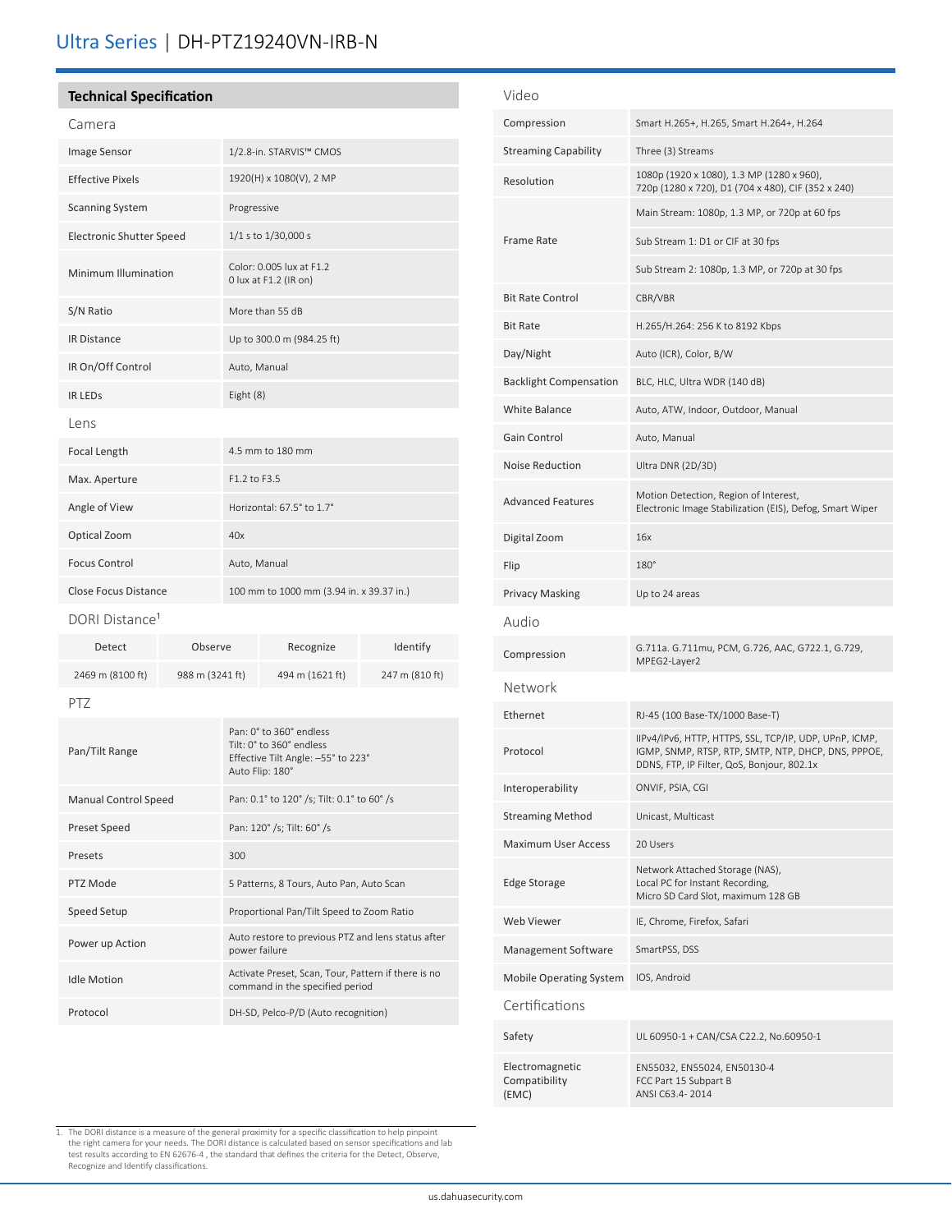## Technical Specification

### Camera

| | |
|---|---|
| Image Sensor | 1/2.8-in. STARVIS™ CMOS |
| Effective Pixels | 1920(H) x 1080(V), 2 MP |
| Scanning System | Progressive |
| Electronic Shutter Speed | 1/1 s to 1/30,000 s |
| Minimum Illumination | Color: 0.005 lux at F1.2<br>0 lux at F1.2 (IR on) |
| S/N Ratio | More than 55 dB |
| IR Distance | Up to 300.0 m (984.25 ft) |
| IR On/Off Control | Auto, Manual |
| IR LEDs | Eight (8) |

### Lens

| | |
|---|---|
| Focal Length | 4.5 mm to 180 mm |
| Max. Aperture | F1.2 to F3.5 |
| Angle of View | Horizontal: 67.5° to 1.7° |
| Optical Zoom | 40x |
| Focus Control | Auto, Manual |
| Close Focus Distance | 100 mm to 1000 mm (3.94 in. x 39.37 in.) |

### DORI Distance[1]

| Detect | Observe | Recognize | Identify |
|---|---|---|---|
| 2469 m (8100 ft) | 988 m (3241 ft) | 494 m (1621 ft) | 247 m (810 ft) |

### PTZ

| | |
|---|---|
| Pan/Tilt Range | Pan: 0° to 360° endless<br>Tilt: 0° to 360° endless<br>Effective Tilt Angle: –55° to 223°<br>Auto Flip: 180° |
| Manual Control Speed | Pan: 0.1° to 120° /s; Tilt: 0.1° to 60° /s |
| Preset Speed | Pan: 120° /s; Tilt: 60° /s |
| Presets | 300 |
| PTZ Mode | 5 Patterns, 8 Tours, Auto Pan, Auto Scan |
| Speed Setup | Proportional Pan/Tilt Speed to Zoom Ratio |
| Power up Action | Auto restore to previous PTZ and lens status after power failure |
| Idle Motion | Activate Preset, Scan, Tour, Pattern if there is no command in the specified period |
| Protocol | DH-SD, Pelco-P/D (Auto recognition) |

### Video

| | |
|---|---|
| Compression | Smart H.265+, H.265, Smart H.264+, H.264 |
| Streaming Capability | Three (3) Streams |
| Resolution | 1080p (1920 x 1080), 1.3 MP (1280 x 960),<br>720p (1280 x 720), D1 (704 x 480), CIF (352 x 240) |
| Frame Rate | Main Stream: 1080p, 1.3 MP, or 720p at 60 fps |
| | Sub Stream 1: D1 or CIF at 30 fps |
| | Sub Stream 2: 1080p, 1.3 MP, or 720p at 30 fps |
| Bit Rate Control | CBR/VBR |
| Bit Rate | H.265/H.264: 256 K to 8192 Kbps |
| Day/Night | Auto (ICR), Color, B/W |
| Backlight Compensation | BLC, HLC, Ultra WDR (140 dB) |
| White Balance | Auto, ATW, Indoor, Outdoor, Manual |
| Gain Control | Auto, Manual |
| Noise Reduction | Ultra DNR (2D/3D) |
| Advanced Features | Motion Detection, Region of Interest,<br>Electronic Image Stabilization (EIS), Defog, Smart Wiper |
| Digital Zoom | 16x |
| Flip | 180° |
| Privacy Masking | Up to 24 areas |

### Audio

| | |
|---|---|
| Compression | G.711a. G.711mu, PCM, G.726, AAC, G722.1, G.729, MPEG2-Layer2 |

### Network

| | |
|---|---|
| Ethernet | RJ-45 (100 Base-TX/1000 Base-T) |
| Protocol | IIPv4/IPv6, HTTP, HTTPS, SSL, TCP/IP, UDP, UPnP, ICMP, IGMP, SNMP, RTSP, RTP, SMTP, NTP, DHCP, DNS, PPPOE, DDNS, FTP, IP Filter, QoS, Bonjour, 802.1x |
| Interoperability | ONVIF, PSIA, CGI |
| Streaming Method | Unicast, Multicast |
| Maximum User Access | 20 Users |
| Edge Storage | Network Attached Storage (NAS),<br>Local PC for Instant Recording,<br>Micro SD Card Slot, maximum 128 GB |
| Web Viewer | IE, Chrome, Firefox, Safari |
| Management Software | SmartPSS, DSS |
| Mobile Operating System | IOS, Android |

### Certifications

| | |
|---|---|
| Safety | UL 60950-1 + CAN/CSA C22.2, No.60950-1 |
| Electromagnetic Compatibility (EMC) | EN55032, EN55024, EN50130-4<br>FCC Part 15 Subpart B<br>ANSI C63.4- 2014 |

1. The DORI distance is a measure of the general proximity for a specific classification to help pinpoint the right camera for your needs. The DORI distance is calculated based on sensor specifications and lab test results according to EN 62676-4 , the standard that defines the criteria for the Detect, Observe, Recognize and Identify classifications.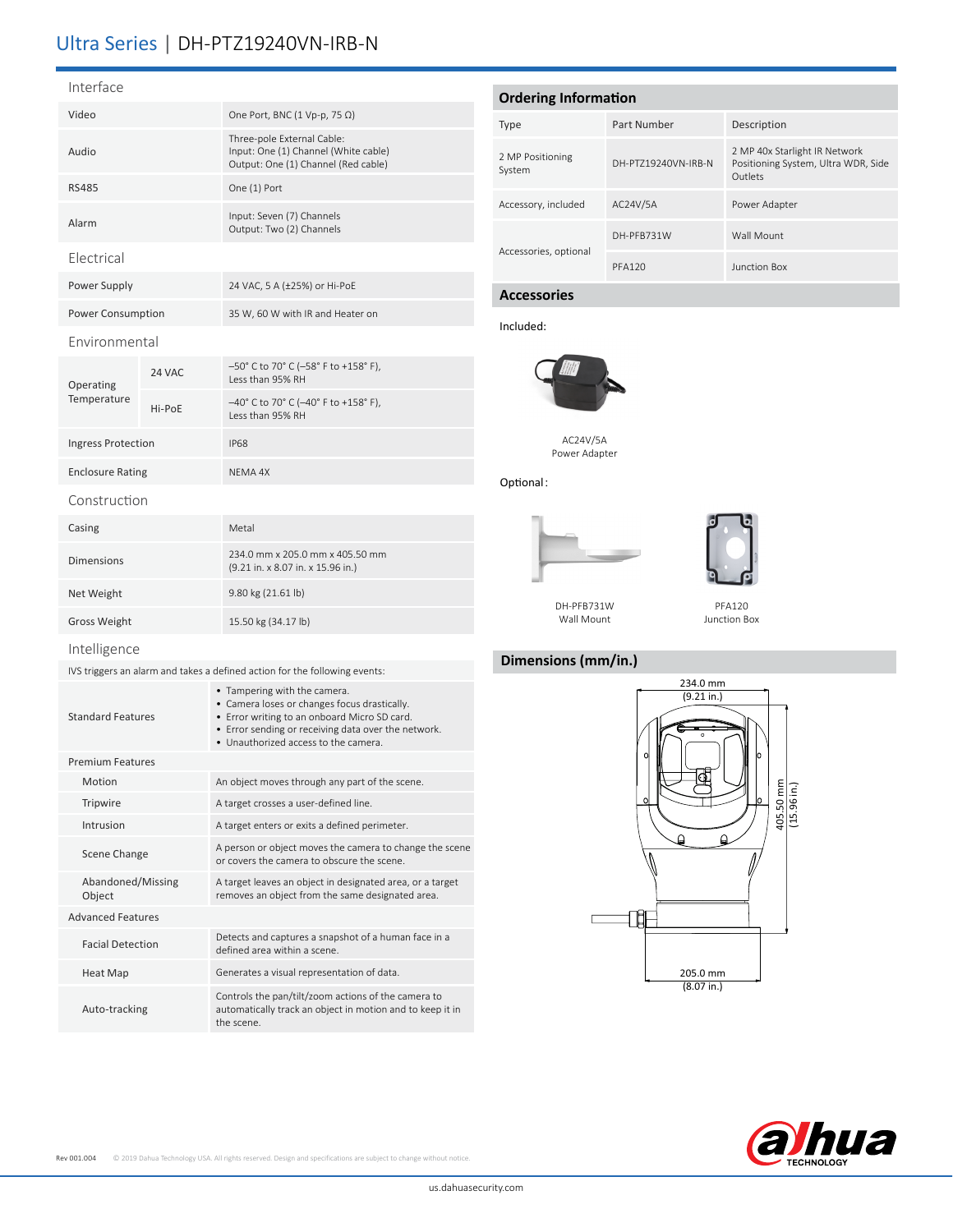# Ultra Series | DH-PTZ19240VN-IRB-N

## Interface

| | |
|---|---|
| Video | One Port, BNC (1 Vp-p, 75 Ω) |
| Audio | Three-pole External Cable:<br>Input: One (1) Channel (White cable)<br>Output: One (1) Channel (Red cable) |
| RS485 | One (1) Port |
| Alarm | Input: Seven (7) Channels<br>Output: Two (2) Channels |

## Electrical

| | |
|---|---|
| Power Supply | 24 VAC, 5 A (±25%) or Hi-PoE |
| Power Consumption | 35 W, 60 W with IR and Heater on |

## Environmental

| | | |
|---|---|---|
| Operating Temperature | 24 VAC | –50° C to 70° C (–58° F to +158° F), Less than 95% RH |
| | Hi-PoE | –40° C to 70° C (–40° F to +158° F), Less than 95% RH |
| Ingress Protection | | IP68 |
| Enclosure Rating | | NEMA 4X |

## Construction

| | |
|---|---|
| Casing | Metal |
| Dimensions | 234.0 mm x 205.0 mm x 405.50 mm<br>(9.21 in. x 8.07 in. x 15.96 in.) |
| Net Weight | 9.80 kg (21.61 lb) |
| Gross Weight | 15.50 kg (34.17 lb) |

## Intelligence

IVS triggers an alarm and takes a defined action for the following events:

| | |
|---|---|
| Standard Features | • Tampering with the camera.<br>• Camera loses or changes focus drastically.<br>• Error writing to an onboard Micro SD card.<br>• Error sending or receiving data over the network.<br>• Unauthorized access to the camera. |
| **Premium Features** | |
| Motion | An object moves through any part of the scene. |
| Tripwire | A target crosses a user-defined line. |
| Intrusion | A target enters or exits a defined perimeter. |
| Scene Change | A person or object moves the camera to change the scene or covers the camera to obscure the scene. |
| Abandoned/Missing Object | A target leaves an object in designated area, or a target removes an object from the same designated area. |
| **Advanced Features** | |
| Facial Detection | Detects and captures a snapshot of a human face in a defined area within a scene. |
| Heat Map | Generates a visual representation of data. |
| Auto-tracking | Controls the pan/tilt/zoom actions of the camera to automatically track an object in motion and to keep it in the scene. |

## Ordering Information

| Type | Part Number | Description |
|---|---|---|
| 2 MP Positioning System | DH-PTZ19240VN-IRB-N | 2 MP 40x Starlight IR Network Positioning System, Ultra WDR, Side Outlets |
| Accessory, included | AC24V/5A | Power Adapter |
| Accessories, optional | DH-PFB731W | Wall Mount |
| | PFA120 | Junction Box |

## Accessories

Included:

AC24V/5A
Power Adapter

Optional:

DH-PFB731W
Wall Mount

PFA120
Junction Box

## Dimensions (mm/in.)

234.0 mm
(9.21 in.)

405.50 mm
(15.96 in.)

205.0 mm
(8.07 in.)

Rev 001.004 © 2019 Dahua Technology USA. All rights reserved. Design and specifications are subject to change without notice.

us.dahuasecurity.com